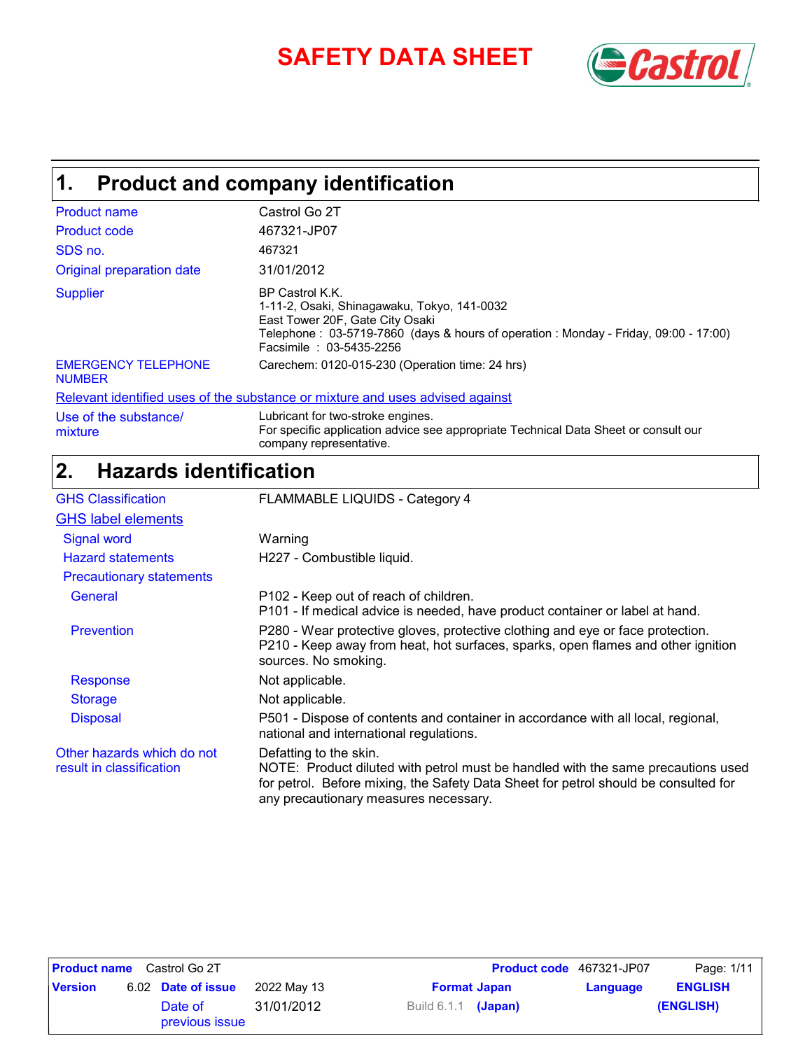# SAFETY DATA SHEET

## 1. Product and company identification

| | |
|---|---|
| Product name | Castrol Go 2T |
| Product code | 467321-JP07 |
| SDS no. | 467321 |
| Original preparation date | 31/01/2012 |
| Supplier | BP Castrol K.K.<br>1-11-2, Osaki, Shinagawaku, Tokyo, 141-0032<br>East Tower 20F, Gate City Osaki<br>Telephone : 03-5719-7860 (days & hours of operation : Monday - Friday, 09:00 - 17:00)<br>Facsimile : 03-5435-2256 |
| EMERGENCY TELEPHONE NUMBER | Carechem: 0120-015-230 (Operation time: 24 hrs) |

**Relevant identified uses of the substance or mixture and uses advised against**

| | |
|---|---|
| Use of the substance/ mixture | Lubricant for two-stroke engines.<br>For specific application advice see appropriate Technical Data Sheet or consult our company representative. |

## 2. Hazards identification

| | |
|---|---|
| GHS Classification | FLAMMABLE LIQUIDS - Category 4 |

**GHS label elements**

| | |
|---|---|
| Signal word | Warning |
| Hazard statements | H227 - Combustible liquid. |
| **Precautionary statements** | |
| General | P102 - Keep out of reach of children.<br>P101 - If medical advice is needed, have product container or label at hand. |
| Prevention | P280 - Wear protective gloves, protective clothing and eye or face protection.<br>P210 - Keep away from heat, hot surfaces, sparks, open flames and other ignition sources. No smoking. |
| Response | Not applicable. |
| Storage | Not applicable. |
| Disposal | P501 - Dispose of contents and container in accordance with all local, regional, national and international regulations. |
| Other hazards which do not result in classification | Defatting to the skin.<br>NOTE: Product diluted with petrol must be handled with the same precautions used for petrol. Before mixing, the Safety Data Sheet for petrol should be consulted for any precautionary measures necessary. |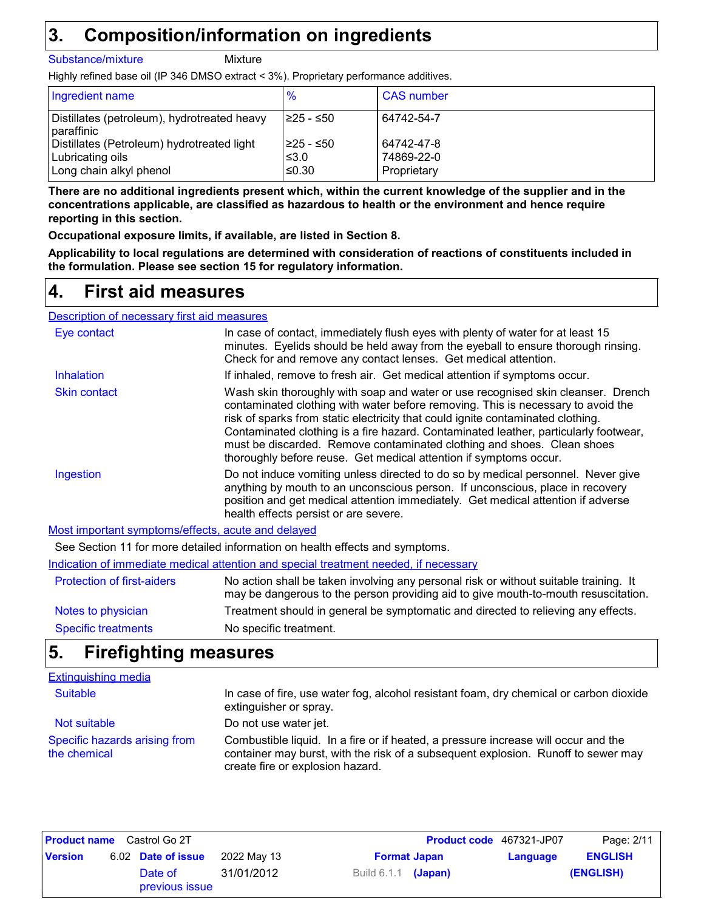## 3. Composition/information on ingredients

Substance/mixture: Mixture

Highly refined base oil (IP 346 DMSO extract < 3%). Proprietary performance additives.

| Ingredient name | % | CAS number |
| --- | --- | --- |
| Distillates (petroleum), hydrotreated heavy paraffinic | ≥25 - ≤50 | 64742-54-7 |
| Distillates (Petroleum) hydrotreated light | ≥25 - ≤50 | 64742-47-8 |
| Lubricating oils | ≤3.0 | 74869-22-0 |
| Long chain alkyl phenol | ≤0.30 | Proprietary |

**There are no additional ingredients present which, within the current knowledge of the supplier and in the concentrations applicable, are classified as hazardous to health or the environment and hence require reporting in this section.**

**Occupational exposure limits, if available, are listed in Section 8.**

**Applicability to local regulations are determined with consideration of reactions of constituents included in the formulation. Please see section 15 for regulatory information.**

## 4. First aid measures

### Description of necessary first aid measures

**Eye contact**: In case of contact, immediately flush eyes with plenty of water for at least 15 minutes. Eyelids should be held away from the eyeball to ensure thorough rinsing. Check for and remove any contact lenses. Get medical attention.

**Inhalation**: If inhaled, remove to fresh air. Get medical attention if symptoms occur.

**Skin contact**: Wash skin thoroughly with soap and water or use recognised skin cleanser. Drench contaminated clothing with water before removing. This is necessary to avoid the risk of sparks from static electricity that could ignite contaminated clothing. Contaminated clothing is a fire hazard. Contaminated leather, particularly footwear, must be discarded. Remove contaminated clothing and shoes. Clean shoes thoroughly before reuse. Get medical attention if symptoms occur.

**Ingestion**: Do not induce vomiting unless directed to do so by medical personnel. Never give anything by mouth to an unconscious person. If unconscious, place in recovery position and get medical attention immediately. Get medical attention if adverse health effects persist or are severe.

### Most important symptoms/effects, acute and delayed

See Section 11 for more detailed information on health effects and symptoms.

### Indication of immediate medical attention and special treatment needed, if necessary

**Protection of first-aiders**: No action shall be taken involving any personal risk or without suitable training. It may be dangerous to the person providing aid to give mouth-to-mouth resuscitation.

**Notes to physician**: Treatment should in general be symptomatic and directed to relieving any effects.

**Specific treatments**: No specific treatment.

## 5. Firefighting measures

### Extinguishing media

**Suitable**: In case of fire, use water fog, alcohol resistant foam, dry chemical or carbon dioxide extinguisher or spray.

**Not suitable**: Do not use water jet.

**Specific hazards arising from the chemical**: Combustible liquid. In a fire or if heated, a pressure increase will occur and the container may burst, with the risk of a subsequent explosion. Runoff to sewer may create fire or explosion hazard.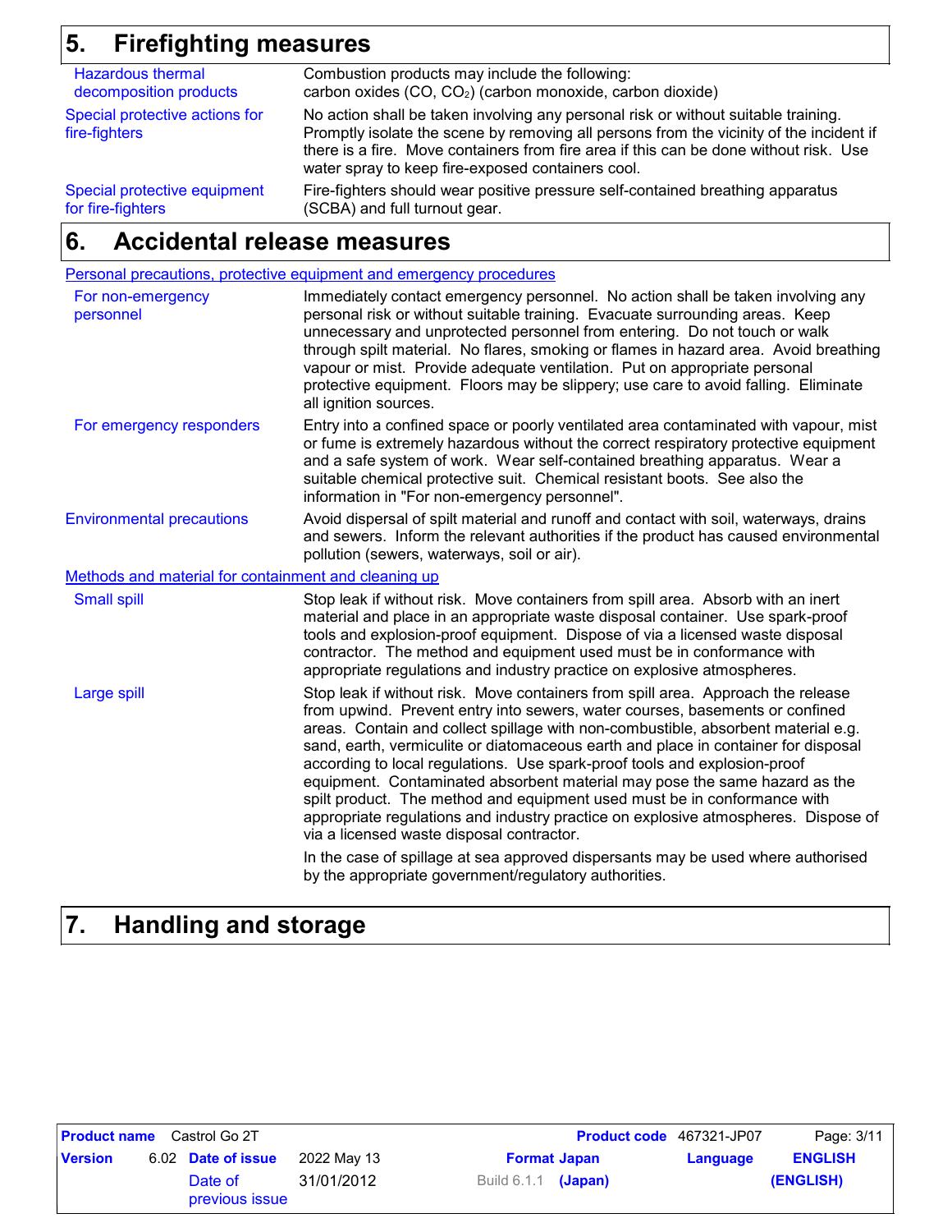## 5. Firefighting measures

| | |
|---|---|
| Hazardous thermal decomposition products | Combustion products may include the following: carbon oxides ($CO$, $CO_2$) (carbon monoxide, carbon dioxide) |
| Special protective actions for fire-fighters | No action shall be taken involving any personal risk or without suitable training. Promptly isolate the scene by removing all persons from the vicinity of the incident if there is a fire. Move containers from fire area if this can be done without risk. Use water spray to keep fire-exposed containers cool. |
| Special protective equipment for fire-fighters | Fire-fighters should wear positive pressure self-contained breathing apparatus (SCBA) and full turnout gear. |

## 6. Accidental release measures

### Personal precautions, protective equipment and emergency procedures

| | |
|---|---|
| For non-emergency personnel | Immediately contact emergency personnel. No action shall be taken involving any personal risk or without suitable training. Evacuate surrounding areas. Keep unnecessary and unprotected personnel from entering. Do not touch or walk through spilt material. No flares, smoking or flames in hazard area. Avoid breathing vapour or mist. Provide adequate ventilation. Put on appropriate personal protective equipment. Floors may be slippery; use care to avoid falling. Eliminate all ignition sources. |
| For emergency responders | Entry into a confined space or poorly ventilated area contaminated with vapour, mist or fume is extremely hazardous without the correct respiratory protective equipment and a safe system of work. Wear self-contained breathing apparatus. Wear a suitable chemical protective suit. Chemical resistant boots. See also the information in "For non-emergency personnel". |
| Environmental precautions | Avoid dispersal of spilt material and runoff and contact with soil, waterways, drains and sewers. Inform the relevant authorities if the product has caused environmental pollution (sewers, waterways, soil or air). |

### Methods and material for containment and cleaning up

| | |
|---|---|
| Small spill | Stop leak if without risk. Move containers from spill area. Absorb with an inert material and place in an appropriate waste disposal container. Use spark-proof tools and explosion-proof equipment. Dispose of via a licensed waste disposal contractor. The method and equipment used must be in conformance with appropriate regulations and industry practice on explosive atmospheres. |
| Large spill | Stop leak if without risk. Move containers from spill area. Approach the release from upwind. Prevent entry into sewers, water courses, basements or confined areas. Contain and collect spillage with non-combustible, absorbent material e.g. sand, earth, vermiculite or diatomaceous earth and place in container for disposal according to local regulations. Use spark-proof tools and explosion-proof equipment. Contaminated absorbent material may pose the same hazard as the spilt product. The method and equipment used must be in conformance with appropriate regulations and industry practice on explosive atmospheres. Dispose of via a licensed waste disposal contractor.<br><br>In the case of spillage at sea approved dispersants may be used where authorised by the appropriate government/regulatory authorities. |

## 7. Handling and storage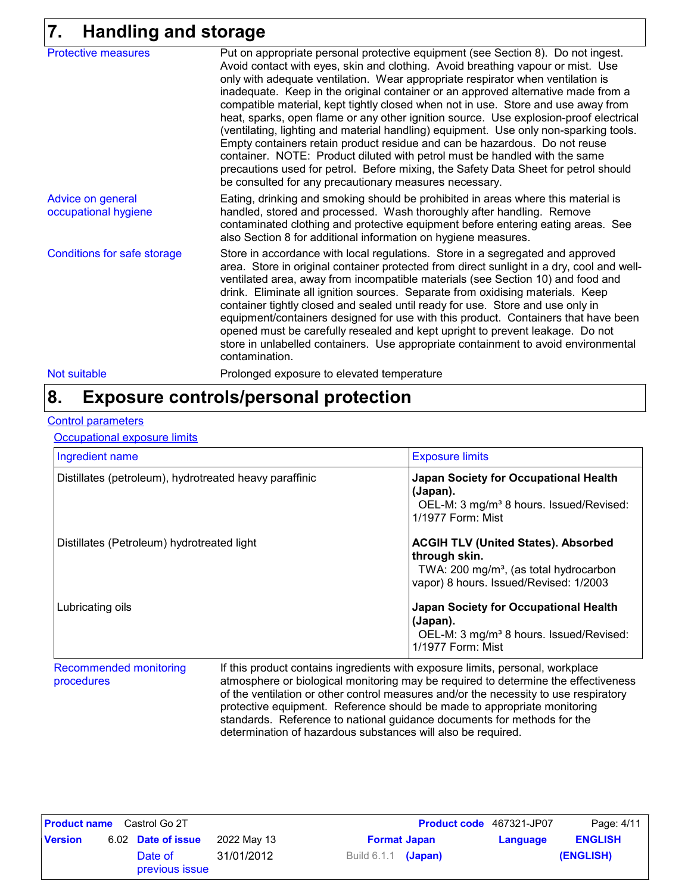## 7. Handling and storage

**Protective measures**

Put on appropriate personal protective equipment (see Section 8). Do not ingest. Avoid contact with eyes, skin and clothing. Avoid breathing vapour or mist. Use only with adequate ventilation. Wear appropriate respirator when ventilation is inadequate. Keep in the original container or an approved alternative made from a compatible material, kept tightly closed when not in use. Store and use away from heat, sparks, open flame or any other ignition source. Use explosion-proof electrical (ventilating, lighting and material handling) equipment. Use only non-sparking tools. Empty containers retain product residue and can be hazardous. Do not reuse container. NOTE: Product diluted with petrol must be handled with the same precautions used for petrol. Before mixing, the Safety Data Sheet for petrol should be consulted for any precautionary measures necessary.

**Advice on general occupational hygiene**

Eating, drinking and smoking should be prohibited in areas where this material is handled, stored and processed. Wash thoroughly after handling. Remove contaminated clothing and protective equipment before entering eating areas. See also Section 8 for additional information on hygiene measures.

**Conditions for safe storage**

Store in accordance with local regulations. Store in a segregated and approved area. Store in original container protected from direct sunlight in a dry, cool and well-ventilated area, away from incompatible materials (see Section 10) and food and drink. Eliminate all ignition sources. Separate from oxidising materials. Keep container tightly closed and sealed until ready for use. Store and use only in equipment/containers designed for use with this product. Containers that have been opened must be carefully resealed and kept upright to prevent leakage. Do not store in unlabelled containers. Use appropriate containment to avoid environmental contamination.

**Not suitable**

Prolonged exposure to elevated temperature

## 8. Exposure controls/personal protection

### Control parameters

#### Occupational exposure limits

| Ingredient name | Exposure limits |
|---|---|
| Distillates (petroleum), hydrotreated heavy paraffinic | **Japan Society for Occupational Health (Japan).** OEL-M: 3 mg/m³ 8 hours. Issued/Revised: 1/1977 Form: Mist |
| Distillates (Petroleum) hydrotreated light | **ACGIH TLV (United States). Absorbed through skin.** TWA: 200 mg/m³, (as total hydrocarbon vapor) 8 hours. Issued/Revised: 1/2003 |
| Lubricating oils | **Japan Society for Occupational Health (Japan).** OEL-M: 3 mg/m³ 8 hours. Issued/Revised: 1/1977 Form: Mist |

**Recommended monitoring procedures**

If this product contains ingredients with exposure limits, personal, workplace atmosphere or biological monitoring may be required to determine the effectiveness of the ventilation or other control measures and/or the necessity to use respiratory protective equipment. Reference should be made to appropriate monitoring standards. Reference to national guidance documents for methods for the determination of hazardous substances will also be required.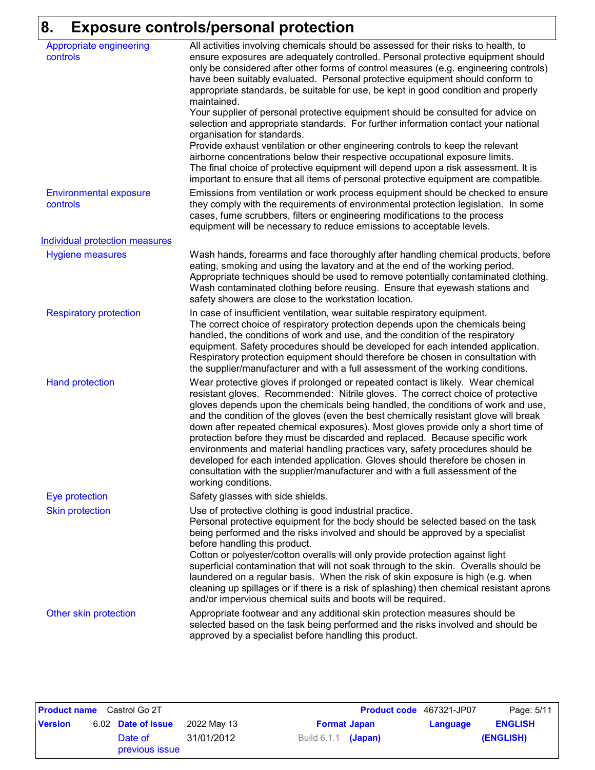## 8. Exposure controls/personal protection

**Appropriate engineering controls**

All activities involving chemicals should be assessed for their risks to health, to ensure exposures are adequately controlled. Personal protective equipment should only be considered after other forms of control measures (e.g. engineering controls) have been suitably evaluated. Personal protective equipment should conform to appropriate standards, be suitable for use, be kept in good condition and properly maintained.
Your supplier of personal protective equipment should be consulted for advice on selection and appropriate standards. For further information contact your national organisation for standards.
Provide exhaust ventilation or other engineering controls to keep the relevant airborne concentrations below their respective occupational exposure limits.
The final choice of protective equipment will depend upon a risk assessment. It is important to ensure that all items of personal protective equipment are compatible.

**Environmental exposure controls**

Emissions from ventilation or work process equipment should be checked to ensure they comply with the requirements of environmental protection legislation. In some cases, fume scrubbers, filters or engineering modifications to the process equipment will be necessary to reduce emissions to acceptable levels.

### Individual protection measures

**Hygiene measures**

Wash hands, forearms and face thoroughly after handling chemical products, before eating, smoking and using the lavatory and at the end of the working period. Appropriate techniques should be used to remove potentially contaminated clothing. Wash contaminated clothing before reusing. Ensure that eyewash stations and safety showers are close to the workstation location.

**Respiratory protection**

In case of insufficient ventilation, wear suitable respiratory equipment.
The correct choice of respiratory protection depends upon the chemicals being handled, the conditions of work and use, and the condition of the respiratory equipment. Safety procedures should be developed for each intended application. Respiratory protection equipment should therefore be chosen in consultation with the supplier/manufacturer and with a full assessment of the working conditions.

**Hand protection**

Wear protective gloves if prolonged or repeated contact is likely. Wear chemical resistant gloves. Recommended: Nitrile gloves. The correct choice of protective gloves depends upon the chemicals being handled, the conditions of work and use, and the condition of the gloves (even the best chemically resistant glove will break down after repeated chemical exposures). Most gloves provide only a short time of protection before they must be discarded and replaced. Because specific work environments and material handling practices vary, safety procedures should be developed for each intended application. Gloves should therefore be chosen in consultation with the supplier/manufacturer and with a full assessment of the working conditions.

**Eye protection**

Safety glasses with side shields.

**Skin protection**

Use of protective clothing is good industrial practice.
Personal protective equipment for the body should be selected based on the task being performed and the risks involved and should be approved by a specialist before handling this product.
Cotton or polyester/cotton overalls will only provide protection against light superficial contamination that will not soak through to the skin. Overalls should be laundered on a regular basis. When the risk of skin exposure is high (e.g. when cleaning up spillages or if there is a risk of splashing) then chemical resistant aprons and/or impervious chemical suits and boots will be required.

**Other skin protection**

Appropriate footwear and any additional skin protection measures should be selected based on the task being performed and the risks involved and should be approved by a specialist before handling this product.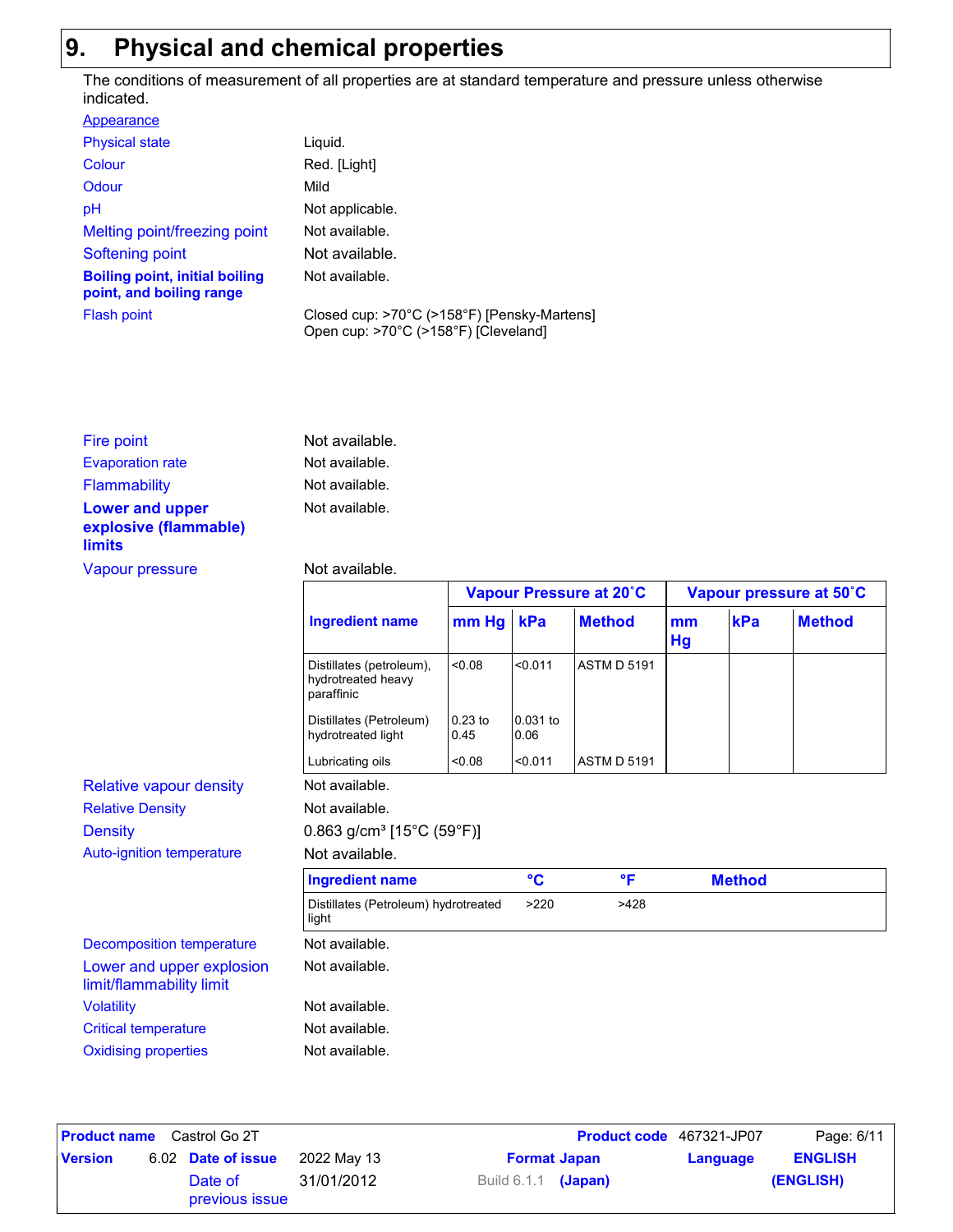## 9. Physical and chemical properties

The conditions of measurement of all properties are at standard temperature and pressure unless otherwise indicated.

**Appearance**

| | |
|---|---|
| Physical state | Liquid. |
| Colour | Red. [Light] |
| Odour | Mild |
| pH | Not applicable. |
| Melting point/freezing point | Not available. |
| Softening point | Not available. |
| **Boiling point, initial boiling point, and boiling range** | Not available. |
| Flash point | Closed cup: >70°C (>158°F) [Pensky-Martens]<br>Open cup: >70°C (>158°F) [Cleveland] |
| Fire point | Not available. |
| Evaporation rate | Not available. |
| Flammability | Not available. |
| **Lower and upper explosive (flammable) limits** | Not available. |
| Vapour pressure | Not available. |

| Ingredient name | Vapour Pressure at 20˚C | | | Vapour pressure at 50˚C | | |
|---|---|---|---|---|---|---|
| | mm Hg | kPa | Method | mm Hg | kPa | Method |
| Distillates (petroleum), hydrotreated heavy paraffinic | <0.08 | <0.011 | ASTM D 5191 | | | |
| Distillates (Petroleum) hydrotreated light | 0.23 to 0.45 | 0.031 to 0.06 | | | | |
| Lubricating oils | <0.08 | <0.011 | ASTM D 5191 | | | |

| | |
|---|---|
| Relative vapour density | Not available. |
| Relative Density | Not available. |
| Density | 0.863 g/cm³ [15°C (59°F)] |
| Auto-ignition temperature | Not available. |

| Ingredient name | °C | °F | Method |
|---|---|---|---|
| Distillates (Petroleum) hydrotreated light | >220 | >428 | |

| | |
|---|---|
| Decomposition temperature | Not available. |
| Lower and upper explosion limit/flammability limit | Not available. |
| Volatility | Not available. |
| Critical temperature | Not available. |
| Oxidising properties | Not available. |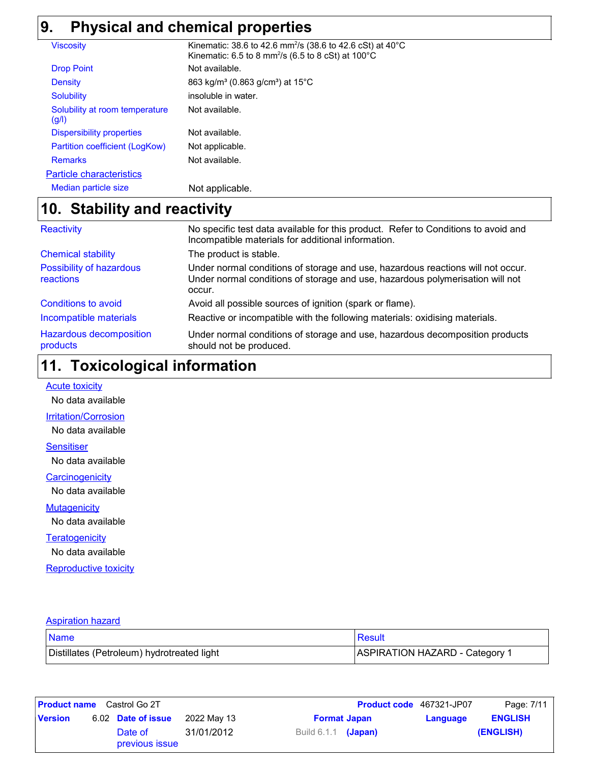## 9. Physical and chemical properties

| | |
|---|---|
| Viscosity | Kinematic: 38.6 to 42.6 $mm^2/s$ (38.6 to 42.6 cSt) at 40°C<br>Kinematic: 6.5 to 8 $mm^2/s$ (6.5 to 8 cSt) at 100°C |
| Drop Point | Not available. |
| Density | 863 $kg/m^3$ (0.863 $g/cm^3$) at 15°C |
| Solubility | insoluble in water. |
| Solubility at room temperature (g/l) | Not available. |
| Dispersibility properties | Not available. |
| Partition coefficient (LogKow) | Not applicable. |
| Remarks | Not available. |

**Particle characteristics**

| | |
|---|---|
| Median particle size | Not applicable. |

## 10. Stability and reactivity

| | |
|---|---|
| Reactivity | No specific test data available for this product. Refer to Conditions to avoid and Incompatible materials for additional information. |
| Chemical stability | The product is stable. |
| Possibility of hazardous reactions | Under normal conditions of storage and use, hazardous reactions will not occur.<br>Under normal conditions of storage and use, hazardous polymerisation will not occur. |
| Conditions to avoid | Avoid all possible sources of ignition (spark or flame). |
| Incompatible materials | Reactive or incompatible with the following materials: oxidising materials. |
| Hazardous decomposition products | Under normal conditions of storage and use, hazardous decomposition products should not be produced. |

## 11. Toxicological information

**Acute toxicity**

No data available

**Irritation/Corrosion**

No data available

**Sensitiser**

No data available

**Carcinogenicity**

No data available

**Mutagenicity**

No data available

**Teratogenicity**

No data available

**Reproductive toxicity**

**Aspiration hazard**

| Name | Result |
|---|---|
| Distillates (Petroleum) hydrotreated light | ASPIRATION HAZARD - Category 1 |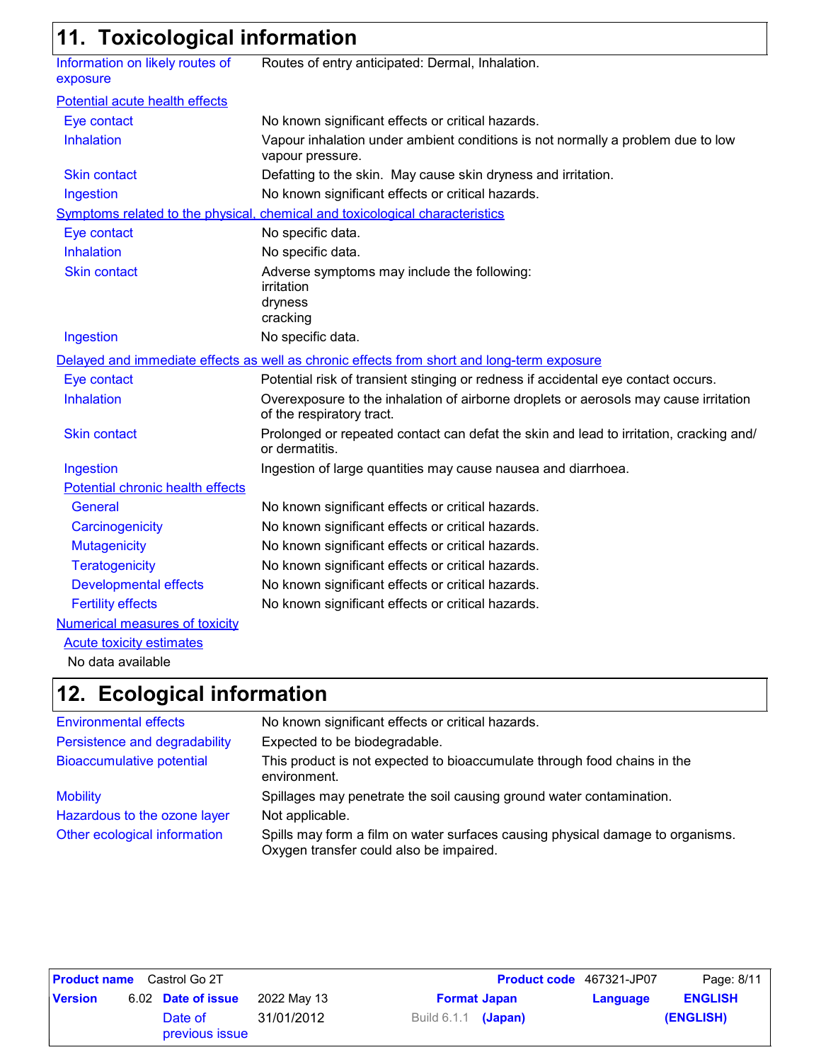## 11. Toxicological information

**Information on likely routes of exposure**: Routes of entry anticipated: Dermal, Inhalation.

### Potential acute health effects

| | |
|---|---|
| Eye contact | No known significant effects or critical hazards. |
| Inhalation | Vapour inhalation under ambient conditions is not normally a problem due to low vapour pressure. |
| Skin contact | Defatting to the skin. May cause skin dryness and irritation. |
| Ingestion | No known significant effects or critical hazards. |

### Symptoms related to the physical, chemical and toxicological characteristics

| | |
|---|---|
| Eye contact | No specific data. |
| Inhalation | No specific data. |
| Skin contact | Adverse symptoms may include the following: irritation, dryness, cracking |
| Ingestion | No specific data. |

### Delayed and immediate effects as well as chronic effects from short and long-term exposure

| | |
|---|---|
| Eye contact | Potential risk of transient stinging or redness if accidental eye contact occurs. |
| Inhalation | Overexposure to the inhalation of airborne droplets or aerosols may cause irritation of the respiratory tract. |
| Skin contact | Prolonged or repeated contact can defat the skin and lead to irritation, cracking and/or dermatitis. |
| Ingestion | Ingestion of large quantities may cause nausea and diarrhoea. |

#### Potential chronic health effects

| | |
|---|---|
| General | No known significant effects or critical hazards. |
| Carcinogenicity | No known significant effects or critical hazards. |
| Mutagenicity | No known significant effects or critical hazards. |
| Teratogenicity | No known significant effects or critical hazards. |
| Developmental effects | No known significant effects or critical hazards. |
| Fertility effects | No known significant effects or critical hazards. |

### Numerical measures of toxicity

#### Acute toxicity estimates

No data available

## 12. Ecological information

| | |
|---|---|
| Environmental effects | No known significant effects or critical hazards. |
| Persistence and degradability | Expected to be biodegradable. |
| Bioaccumulative potential | This product is not expected to bioaccumulate through food chains in the environment. |
| Mobility | Spillages may penetrate the soil causing ground water contamination. |
| Hazardous to the ozone layer | Not applicable. |
| Other ecological information | Spills may form a film on water surfaces causing physical damage to organisms. Oxygen transfer could also be impaired. |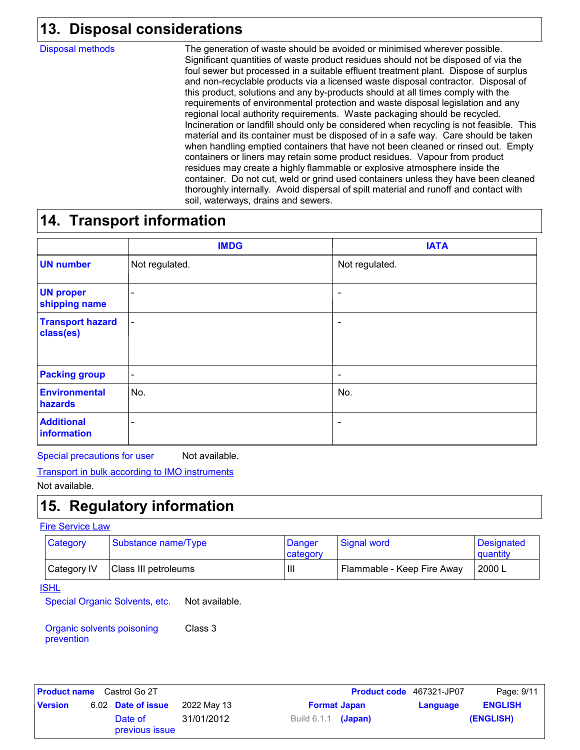## 13. Disposal considerations

**Disposal methods**

The generation of waste should be avoided or minimised wherever possible. Significant quantities of waste product residues should not be disposed of via the foul sewer but processed in a suitable effluent treatment plant. Dispose of surplus and non-recyclable products via a licensed waste disposal contractor. Disposal of this product, solutions and any by-products should at all times comply with the requirements of environmental protection and waste disposal legislation and any regional local authority requirements. Waste packaging should be recycled. Incineration or landfill should only be considered when recycling is not feasible. This material and its container must be disposed of in a safe way. Care should be taken when handling emptied containers that have not been cleaned or rinsed out. Empty containers or liners may retain some product residues. Vapour from product residues may create a highly flammable or explosive atmosphere inside the container. Do not cut, weld or grind used containers unless they have been cleaned thoroughly internally. Avoid dispersal of spilt material and runoff and contact with soil, waterways, drains and sewers.

## 14. Transport information

| | IMDG | IATA |
|---|---|---|
| **UN number** | Not regulated. | Not regulated. |
| **UN proper shipping name** | - | - |
| **Transport hazard class(es)** | - | - |
| **Packing group** | - | - |
| **Environmental hazards** | No. | No. |
| **Additional information** | - | - |

**Special precautions for user** Not available.

**Transport in bulk according to IMO instruments**

Not available.

## 15. Regulatory information

**Fire Service Law**

| Category | Substance name/Type | Danger category | Signal word | Designated quantity |
|---|---|---|---|---|
| Category IV | Class III petroleums | III | Flammable - Keep Fire Away | 2000 L |

**ISHL**

**Special Organic Solvents, etc.** Not available.

**Organic solvents poisoning prevention** Class 3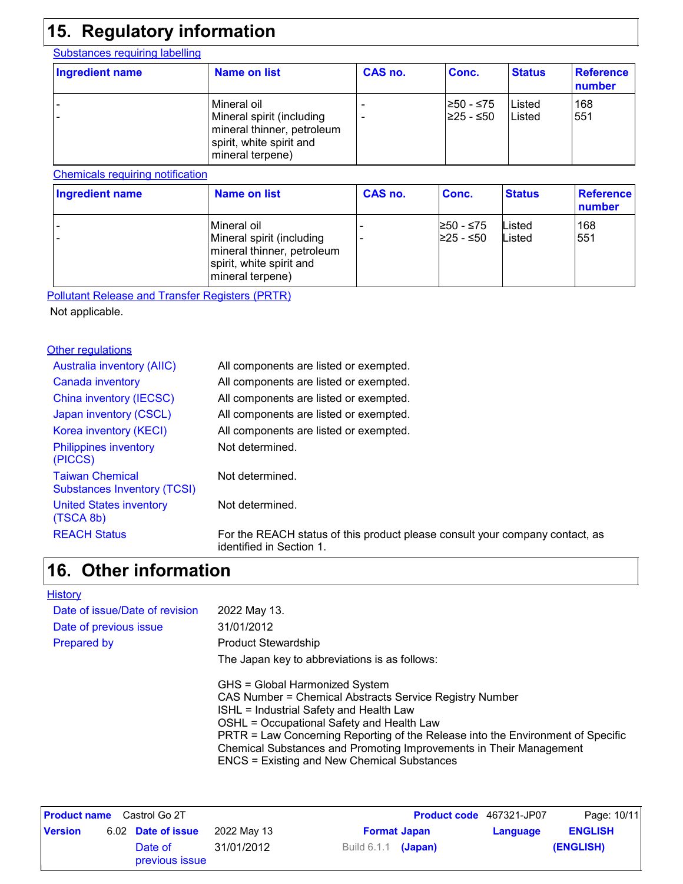## 15. Regulatory information

**Substances requiring labelling**

| Ingredient name | Name on list | CAS no. | Conc. | Status | Reference number |
|---|---|---|---|---|---|
| - | Mineral oil | - | ≥50 - ≤75 | Listed | 168 |
| - | Mineral spirit (including mineral thinner, petroleum spirit, white spirit and mineral terpene) | - | ≥25 - ≤50 | Listed | 551 |

**Chemicals requiring notification**

| Ingredient name | Name on list | CAS no. | Conc. | Status | Reference number |
|---|---|---|---|---|---|
| - | Mineral oil | - | ≥50 - ≤75 | Listed | 168 |
| - | Mineral spirit (including mineral thinner, petroleum spirit, white spirit and mineral terpene) | - | ≥25 - ≤50 | Listed | 551 |

**Pollutant Release and Transfer Registers (PRTR)**

Not applicable.

**Other regulations**

| | |
|---|---|
| Australia inventory (AIIC) | All components are listed or exempted. |
| Canada inventory | All components are listed or exempted. |
| China inventory (IECSC) | All components are listed or exempted. |
| Japan inventory (CSCL) | All components are listed or exempted. |
| Korea inventory (KECI) | All components are listed or exempted. |
| Philippines inventory (PICCS) | Not determined. |
| Taiwan Chemical Substances Inventory (TCSI) | Not determined. |
| United States inventory (TSCA 8b) | Not determined. |
| REACH Status | For the REACH status of this product please consult your company contact, as identified in Section 1. |

## 16. Other information

**History**

| | |
|---|---|
| Date of issue/Date of revision | 2022 May 13. |
| Date of previous issue | 31/01/2012 |
| Prepared by | Product Stewardship |

The Japan key to abbreviations is as follows:

GHS = Global Harmonized System
CAS Number = Chemical Abstracts Service Registry Number
ISHL = Industrial Safety and Health Law
OSHL = Occupational Safety and Health Law
PRTR = Law Concerning Reporting of the Release into the Environment of Specific Chemical Substances and Promoting Improvements in Their Management
ENCS = Existing and New Chemical Substances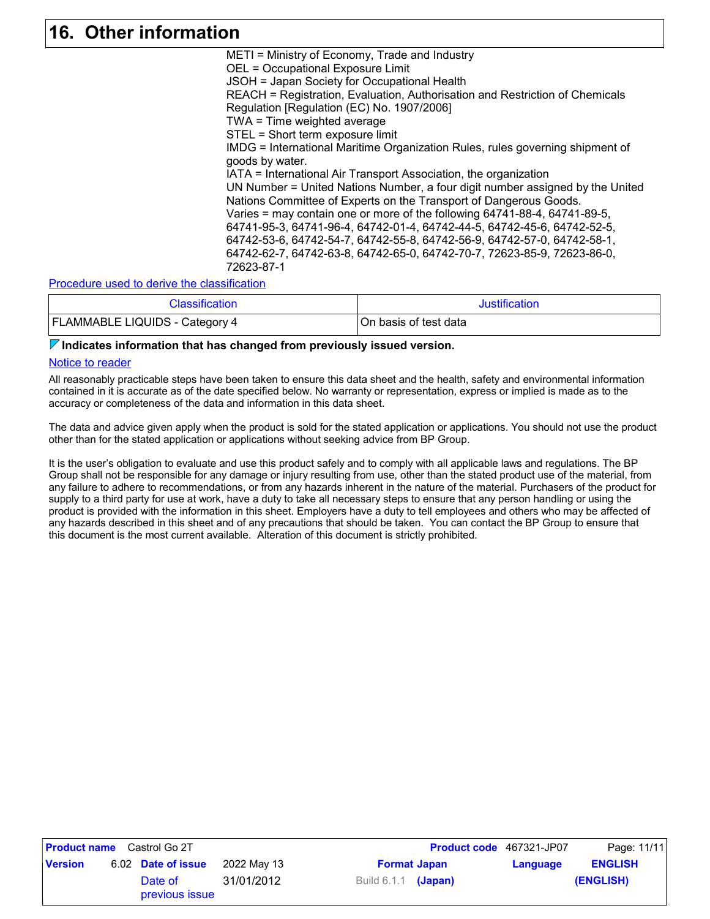## 16. Other information

METI = Ministry of Economy, Trade and Industry
OEL = Occupational Exposure Limit
JSOH = Japan Society for Occupational Health
REACH = Registration, Evaluation, Authorisation and Restriction of Chemicals Regulation [Regulation (EC) No. 1907/2006]
TWA = Time weighted average
STEL = Short term exposure limit
IMDG = International Maritime Organization Rules, rules governing shipment of goods by water.
IATA = International Air Transport Association, the organization
UN Number = United Nations Number, a four digit number assigned by the United Nations Committee of Experts on the Transport of Dangerous Goods.
Varies = may contain one or more of the following 64741-88-4, 64741-89-5, 64741-95-3, 64741-96-4, 64742-01-4, 64742-44-5, 64742-45-6, 64742-52-5, 64742-53-6, 64742-54-7, 64742-55-8, 64742-56-9, 64742-57-0, 64742-58-1, 64742-62-7, 64742-63-8, 64742-65-0, 64742-70-7, 72623-85-9, 72623-86-0, 72623-87-1

**Procedure used to derive the classification**

| Classification | Justification |
| --- | --- |
| FLAMMABLE LIQUIDS - Category 4 | On basis of test data |

**Indicates information that has changed from previously issued version.**

**Notice to reader**

All reasonably practicable steps have been taken to ensure this data sheet and the health, safety and environmental information contained in it is accurate as of the date specified below. No warranty or representation, express or implied is made as to the accuracy or completeness of the data and information in this data sheet.

The data and advice given apply when the product is sold for the stated application or applications. You should not use the product other than for the stated application or applications without seeking advice from BP Group.

It is the user's obligation to evaluate and use this product safely and to comply with all applicable laws and regulations. The BP Group shall not be responsible for any damage or injury resulting from use, other than the stated product use of the material, from any failure to adhere to recommendations, or from any hazards inherent in the nature of the material. Purchasers of the product for supply to a third party for use at work, have a duty to take all necessary steps to ensure that any person handling or using the product is provided with the information in this sheet. Employers have a duty to tell employees and others who may be affected of any hazards described in this sheet and of any precautions that should be taken. You can contact the BP Group to ensure that this document is the most current available. Alteration of this document is strictly prohibited.